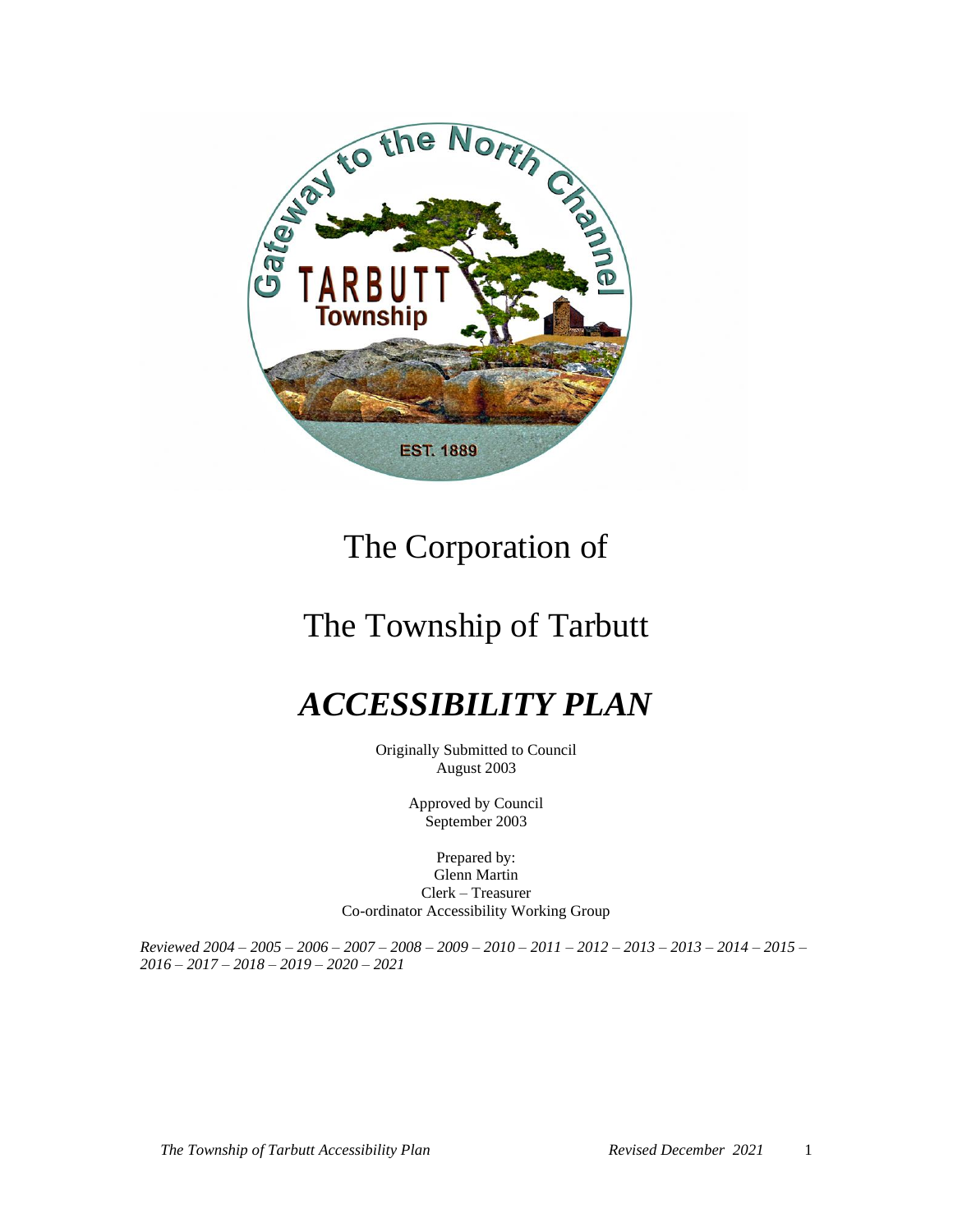# The Corporation of

# The Township of Tarbutt

# *ACCESSIBILITY PLAN*

Originally Submitted to Council
August 2003

Approved by Council
September 2003

Prepared by:
Glenn Martin
Clerk – Treasurer
Co-ordinator Accessibility Working Group

*Reviewed 2004 – 2005 – 2006 – 2007 – 2008 – 2009 – 2010 – 2011 – 2012 – 2013 – 2013 – 2014 – 2015 – 2016 – 2017 – 2018 – 2019 – 2020 – 2021*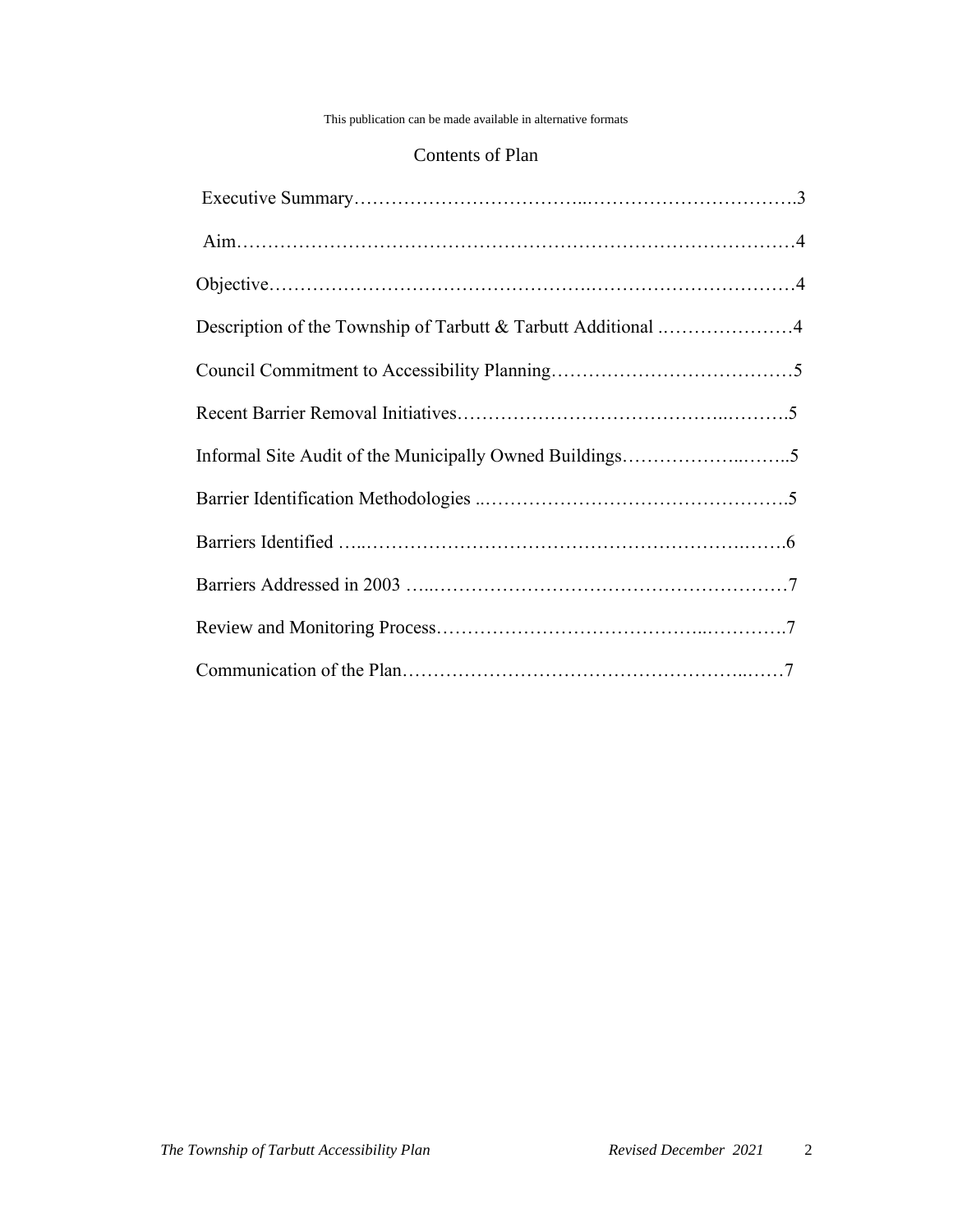This publication can be made available in alternative formats

## Contents of Plan

| | |
|---|---|
| Executive Summary | 3 |
| Aim | 4 |
| Objective | 4 |
| Description of the Township of Tarbutt & Tarbutt Additional | 4 |
| Council Commitment to Accessibility Planning | 5 |
| Recent Barrier Removal Initiatives | 5 |
| Informal Site Audit of the Municipally Owned Buildings | 5 |
| Barrier Identification Methodologies | 5 |
| Barriers Identified | 6 |
| Barriers Addressed in 2003 | 7 |
| Review and Monitoring Process | 7 |
| Communication of the Plan | 7 |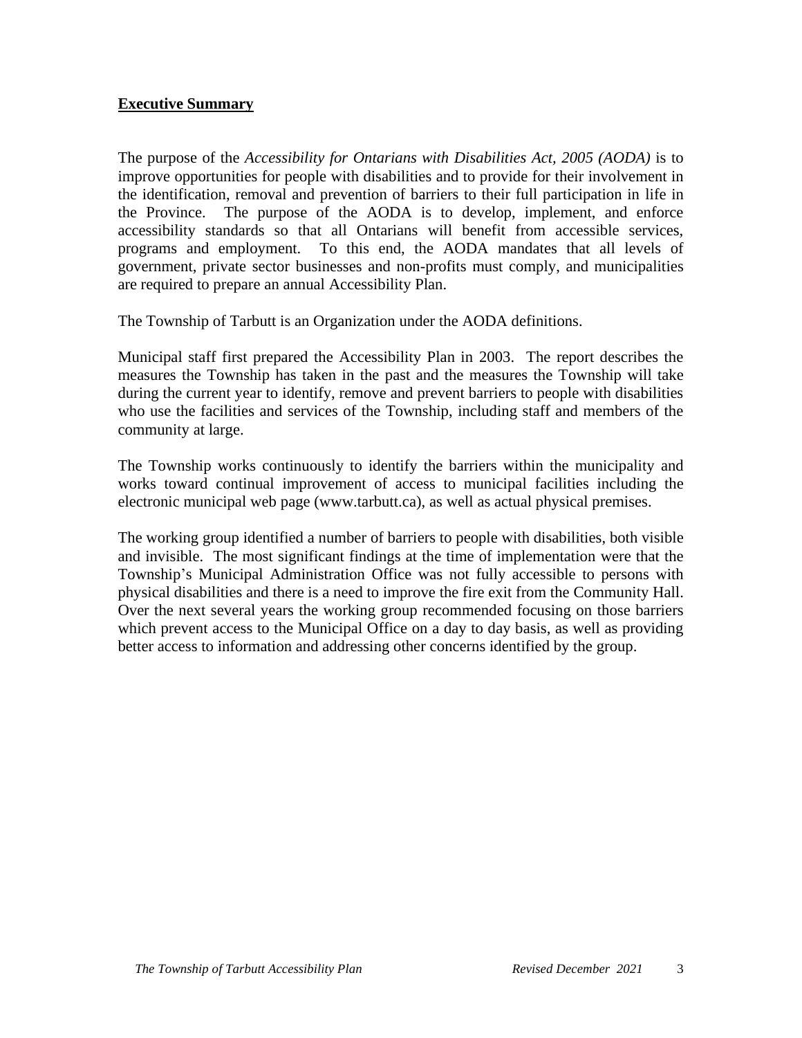## Executive Summary

The purpose of the *Accessibility for Ontarians with Disabilities Act, 2005 (AODA)* is to improve opportunities for people with disabilities and to provide for their involvement in the identification, removal and prevention of barriers to their full participation in life in the Province. The purpose of the AODA is to develop, implement, and enforce accessibility standards so that all Ontarians will benefit from accessible services, programs and employment. To this end, the AODA mandates that all levels of government, private sector businesses and non-profits must comply, and municipalities are required to prepare an annual Accessibility Plan.

The Township of Tarbutt is an Organization under the AODA definitions.

Municipal staff first prepared the Accessibility Plan in 2003. The report describes the measures the Township has taken in the past and the measures the Township will take during the current year to identify, remove and prevent barriers to people with disabilities who use the facilities and services of the Township, including staff and members of the community at large.

The Township works continuously to identify the barriers within the municipality and works toward continual improvement of access to municipal facilities including the electronic municipal web page (www.tarbutt.ca), as well as actual physical premises.

The working group identified a number of barriers to people with disabilities, both visible and invisible. The most significant findings at the time of implementation were that the Township's Municipal Administration Office was not fully accessible to persons with physical disabilities and there is a need to improve the fire exit from the Community Hall. Over the next several years the working group recommended focusing on those barriers which prevent access to the Municipal Office on a day to day basis, as well as providing better access to information and addressing other concerns identified by the group.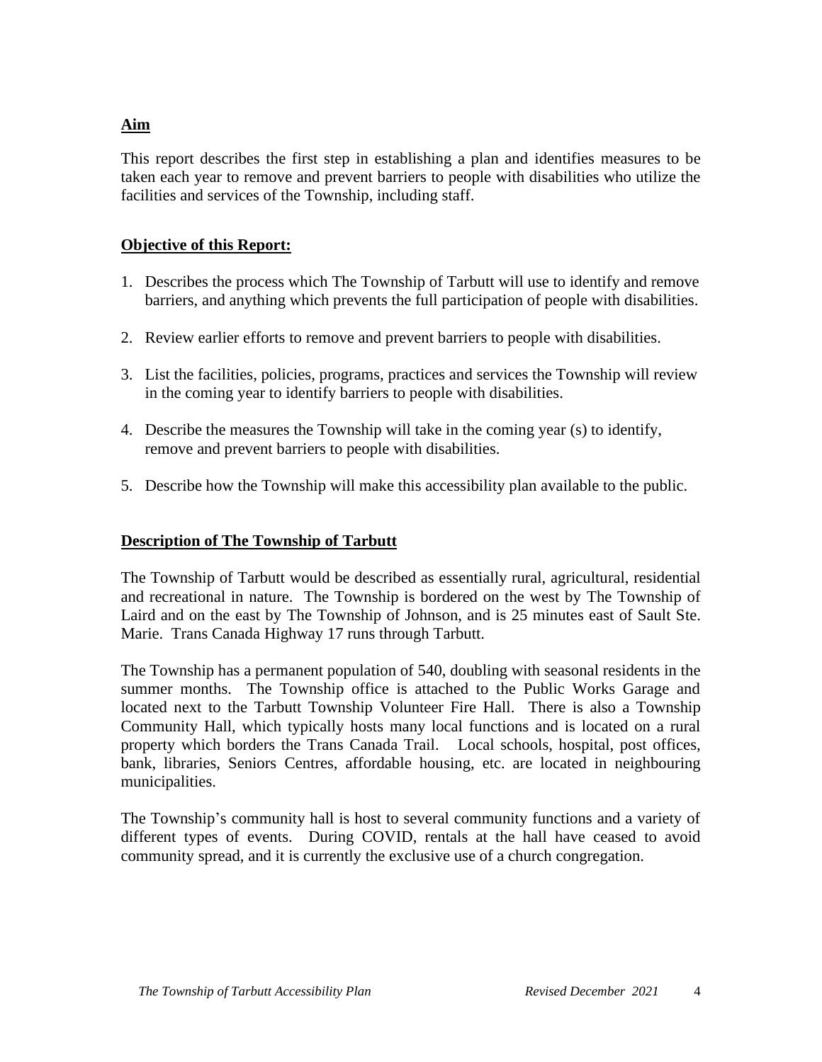## Aim

This report describes the first step in establishing a plan and identifies measures to be taken each year to remove and prevent barriers to people with disabilities who utilize the facilities and services of the Township, including staff.

## Objective of this Report:

1. Describes the process which The Township of Tarbutt will use to identify and remove barriers, and anything which prevents the full participation of people with disabilities.

2. Review earlier efforts to remove and prevent barriers to people with disabilities.

3. List the facilities, policies, programs, practices and services the Township will review in the coming year to identify barriers to people with disabilities.

4. Describe the measures the Township will take in the coming year (s) to identify, remove and prevent barriers to people with disabilities.

5. Describe how the Township will make this accessibility plan available to the public.

## Description of The Township of Tarbutt

The Township of Tarbutt would be described as essentially rural, agricultural, residential and recreational in nature. The Township is bordered on the west by The Township of Laird and on the east by The Township of Johnson, and is 25 minutes east of Sault Ste. Marie. Trans Canada Highway 17 runs through Tarbutt.

The Township has a permanent population of 540, doubling with seasonal residents in the summer months. The Township office is attached to the Public Works Garage and located next to the Tarbutt Township Volunteer Fire Hall. There is also a Township Community Hall, which typically hosts many local functions and is located on a rural property which borders the Trans Canada Trail. Local schools, hospital, post offices, bank, libraries, Seniors Centres, affordable housing, etc. are located in neighbouring municipalities.

The Township's community hall is host to several community functions and a variety of different types of events. During COVID, rentals at the hall have ceased to avoid community spread, and it is currently the exclusive use of a church congregation.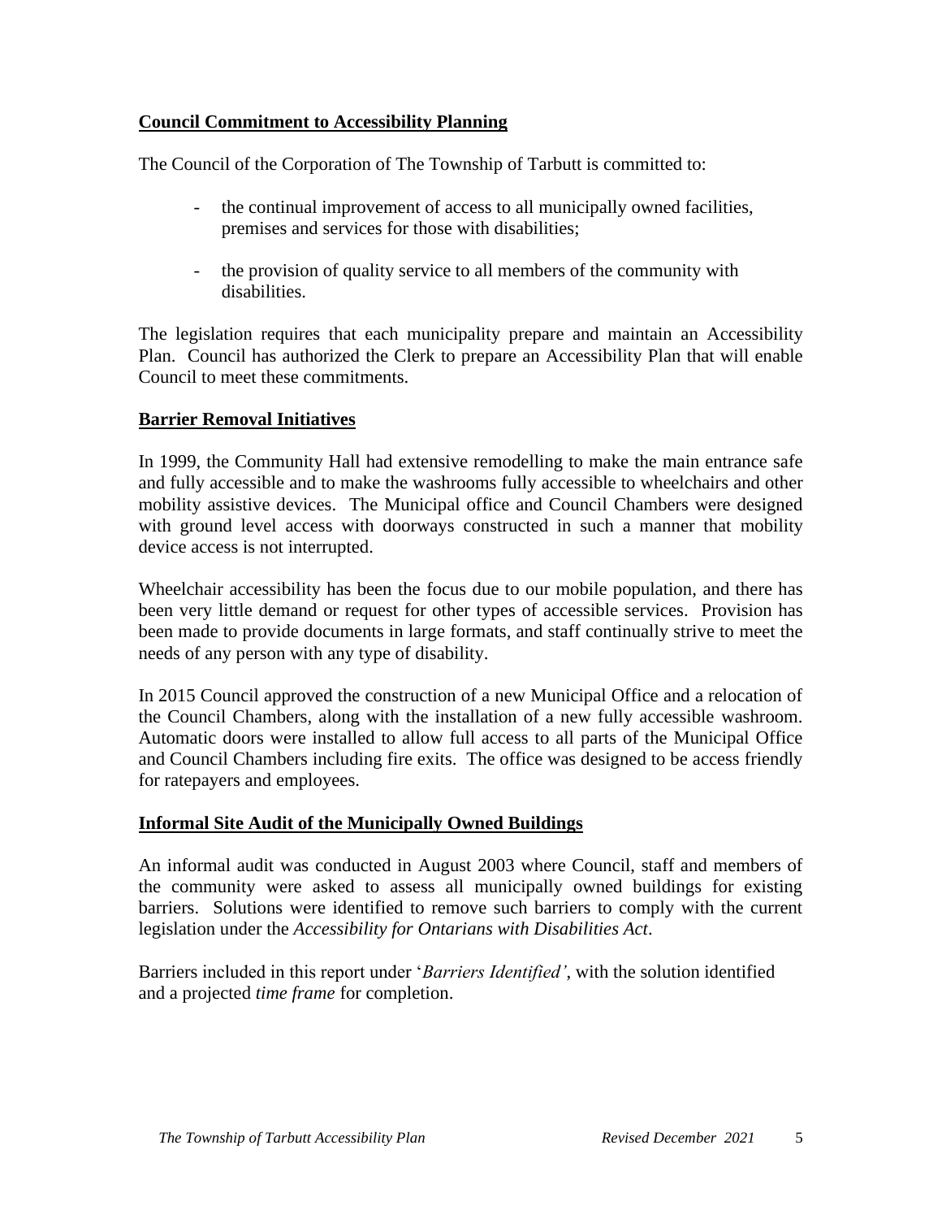**Council Commitment to Accessibility Planning**

The Council of the Corporation of The Township of Tarbutt is committed to:

- the continual improvement of access to all municipally owned facilities, premises and services for those with disabilities;
- the provision of quality service to all members of the community with disabilities.

The legislation requires that each municipality prepare and maintain an Accessibility Plan. Council has authorized the Clerk to prepare an Accessibility Plan that will enable Council to meet these commitments.

**Barrier Removal Initiatives**

In 1999, the Community Hall had extensive remodelling to make the main entrance safe and fully accessible and to make the washrooms fully accessible to wheelchairs and other mobility assistive devices. The Municipal office and Council Chambers were designed with ground level access with doorways constructed in such a manner that mobility device access is not interrupted.

Wheelchair accessibility has been the focus due to our mobile population, and there has been very little demand or request for other types of accessible services. Provision has been made to provide documents in large formats, and staff continually strive to meet the needs of any person with any type of disability.

In 2015 Council approved the construction of a new Municipal Office and a relocation of the Council Chambers, along with the installation of a new fully accessible washroom. Automatic doors were installed to allow full access to all parts of the Municipal Office and Council Chambers including fire exits. The office was designed to be access friendly for ratepayers and employees.

**Informal Site Audit of the Municipally Owned Buildings**

An informal audit was conducted in August 2003 where Council, staff and members of the community were asked to assess all municipally owned buildings for existing barriers. Solutions were identified to remove such barriers to comply with the current legislation under the *Accessibility for Ontarians with Disabilities Act*.

Barriers included in this report under '*Barriers Identified'*, with the solution identified and a projected *time frame* for completion.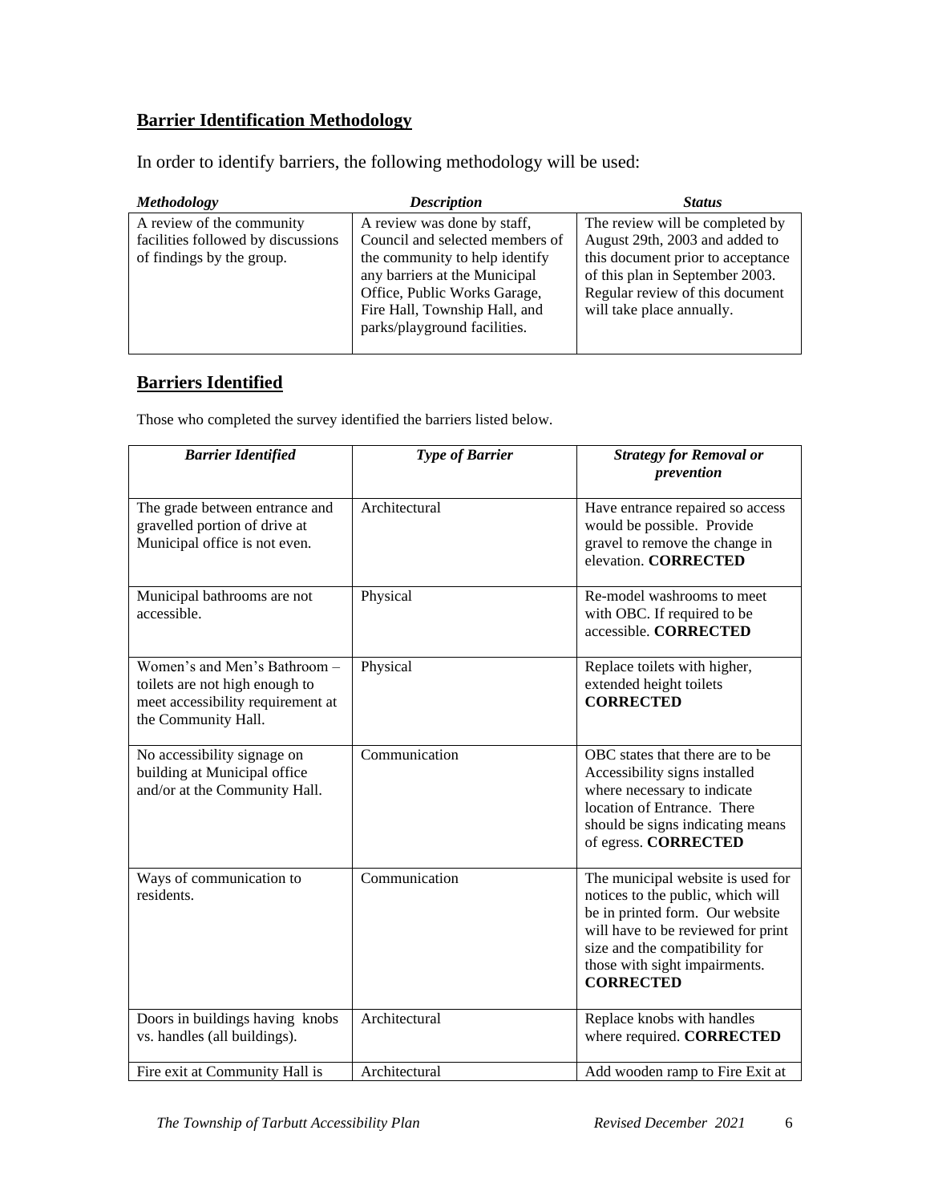## Barrier Identification Methodology

In order to identify barriers, the following methodology will be used:

| *Methodology* | *Description* | *Status* |
|---|---|---|
| A review of the community facilities followed by discussions of findings by the group. | A review was done by staff, Council and selected members of the community to help identify any barriers at the Municipal Office, Public Works Garage, Fire Hall, Township Hall, and parks/playground facilities. | The review will be completed by August 29th, 2003 and added to this document prior to acceptance of this plan in September 2003. Regular review of this document will take place annually. |

## Barriers Identified

Those who completed the survey identified the barriers listed below.

| *Barrier Identified* | *Type of Barrier* | *Strategy for Removal or prevention* |
|---|---|---|
| The grade between entrance and gravelled portion of drive at Municipal office is not even. | Architectural | Have entrance repaired so access would be possible. Provide gravel to remove the change in elevation. **CORRECTED** |
| Municipal bathrooms are not accessible. | Physical | Re-model washrooms to meet with OBC. If required to be accessible. **CORRECTED** |
| Women's and Men's Bathroom – toilets are not high enough to meet accessibility requirement at the Community Hall. | Physical | Replace toilets with higher, extended height toilets **CORRECTED** |
| No accessibility signage on building at Municipal office and/or at the Community Hall. | Communication | OBC states that there are to be Accessibility signs installed where necessary to indicate location of Entrance. There should be signs indicating means of egress. **CORRECTED** |
| Ways of communication to residents. | Communication | The municipal website is used for notices to the public, which will be in printed form. Our website will have to be reviewed for print size and the compatibility for those with sight impairments. **CORRECTED** |
| Doors in buildings having knobs vs. handles (all buildings). | Architectural | Replace knobs with handles where required. **CORRECTED** |
| Fire exit at Community Hall is | Architectural | Add wooden ramp to Fire Exit at |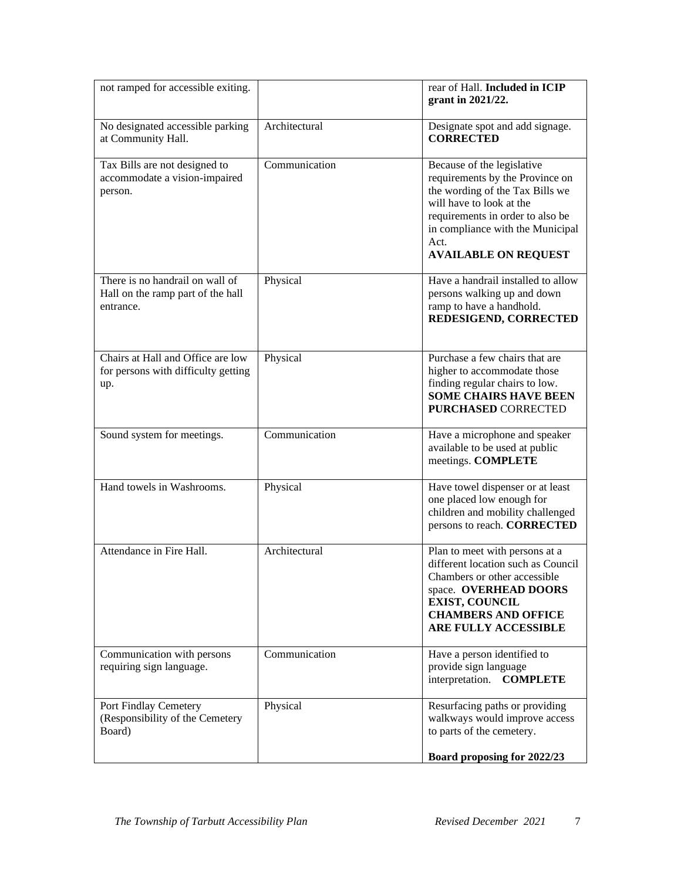| | | |
|---|---|---|
| not ramped for accessible exiting. | | rear of Hall. **Included in ICIP grant in 2021/22.** |
| No designated accessible parking at Community Hall. | Architectural | Designate spot and add signage. **CORRECTED** |
| Tax Bills are not designed to accommodate a vision-impaired person. | Communication | Because of the legislative requirements by the Province on the wording of the Tax Bills we will have to look at the requirements in order to also be in compliance with the Municipal Act. **AVAILABLE ON REQUEST** |
| There is no handrail on wall of Hall on the ramp part of the hall entrance. | Physical | Have a handrail installed to allow persons walking up and down ramp to have a handhold. **REDESIGEND, CORRECTED** |
| Chairs at Hall and Office are low for persons with difficulty getting up. | Physical | Purchase a few chairs that are higher to accommodate those finding regular chairs to low. **SOME CHAIRS HAVE BEEN PURCHASED** CORRECTED |
| Sound system for meetings. | Communication | Have a microphone and speaker available to be used at public meetings. **COMPLETE** |
| Hand towels in Washrooms. | Physical | Have towel dispenser or at least one placed low enough for children and mobility challenged persons to reach. **CORRECTED** |
| Attendance in Fire Hall. | Architectural | Plan to meet with persons at a different location such as Council Chambers or other accessible space. **OVERHEAD DOORS EXIST, COUNCIL CHAMBERS AND OFFICE ARE FULLY ACCESSIBLE** |
| Communication with persons requiring sign language. | Communication | Have a person identified to provide sign language interpretation. **COMPLETE** |
| Port Findlay Cemetery (Responsibility of the Cemetery Board) | Physical | Resurfacing paths or providing walkways would improve access to parts of the cemetery.<br><br>**Board proposing for 2022/23** |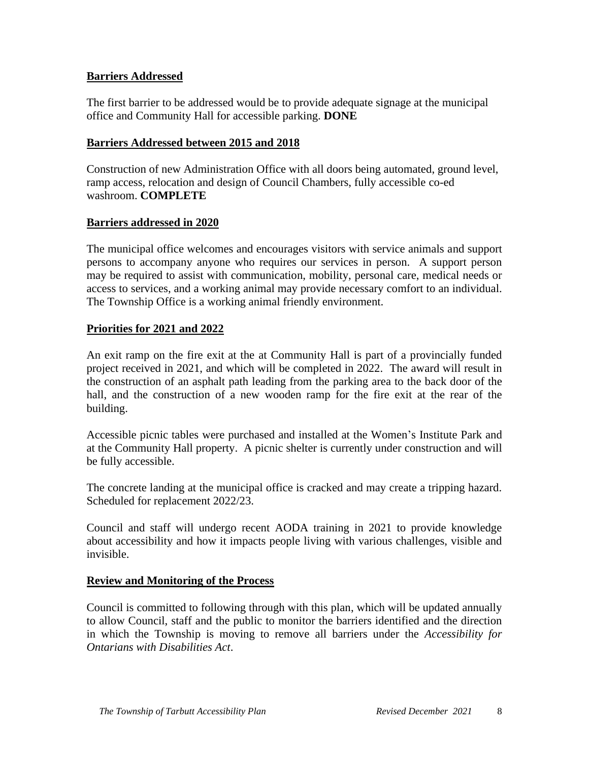**Barriers Addressed**

The first barrier to be addressed would be to provide adequate signage at the municipal office and Community Hall for accessible parking. **DONE**

**Barriers Addressed between 2015 and 2018**

Construction of new Administration Office with all doors being automated, ground level, ramp access, relocation and design of Council Chambers, fully accessible co-ed washroom. **COMPLETE**

**Barriers addressed in 2020**

The municipal office welcomes and encourages visitors with service animals and support persons to accompany anyone who requires our services in person. A support person may be required to assist with communication, mobility, personal care, medical needs or access to services, and a working animal may provide necessary comfort to an individual. The Township Office is a working animal friendly environment.

**Priorities for 2021 and 2022**

An exit ramp on the fire exit at the at Community Hall is part of a provincially funded project received in 2021, and which will be completed in 2022. The award will result in the construction of an asphalt path leading from the parking area to the back door of the hall, and the construction of a new wooden ramp for the fire exit at the rear of the building.

Accessible picnic tables were purchased and installed at the Women's Institute Park and at the Community Hall property. A picnic shelter is currently under construction and will be fully accessible.

The concrete landing at the municipal office is cracked and may create a tripping hazard. Scheduled for replacement 2022/23.

Council and staff will undergo recent AODA training in 2021 to provide knowledge about accessibility and how it impacts people living with various challenges, visible and invisible.

**Review and Monitoring of the Process**

Council is committed to following through with this plan, which will be updated annually to allow Council, staff and the public to monitor the barriers identified and the direction in which the Township is moving to remove all barriers under the *Accessibility for Ontarians with Disabilities Act*.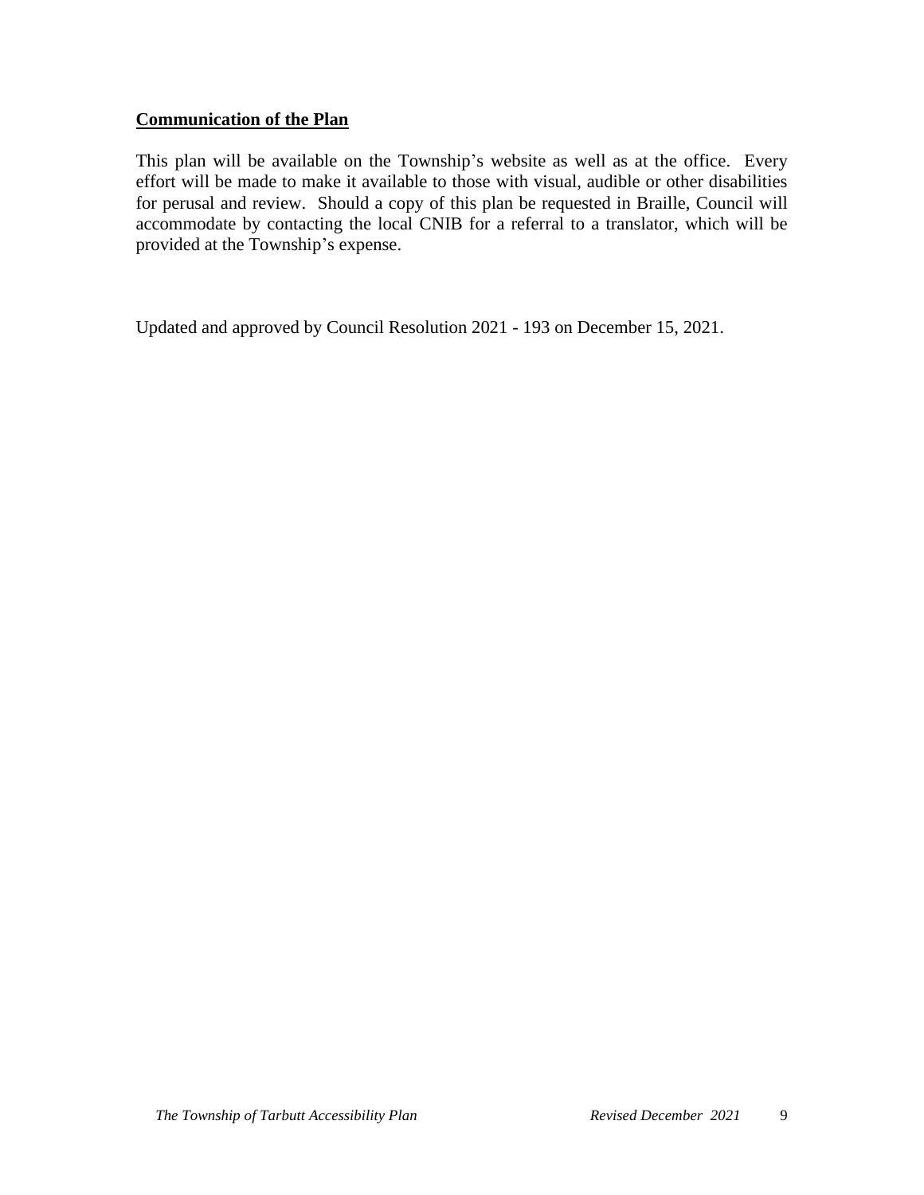**Communication of the Plan**

This plan will be available on the Township's website as well as at the office. Every effort will be made to make it available to those with visual, audible or other disabilities for perusal and review. Should a copy of this plan be requested in Braille, Council will accommodate by contacting the local CNIB for a referral to a translator, which will be provided at the Township's expense.

Updated and approved by Council Resolution 2021 - 193 on December 15, 2021.